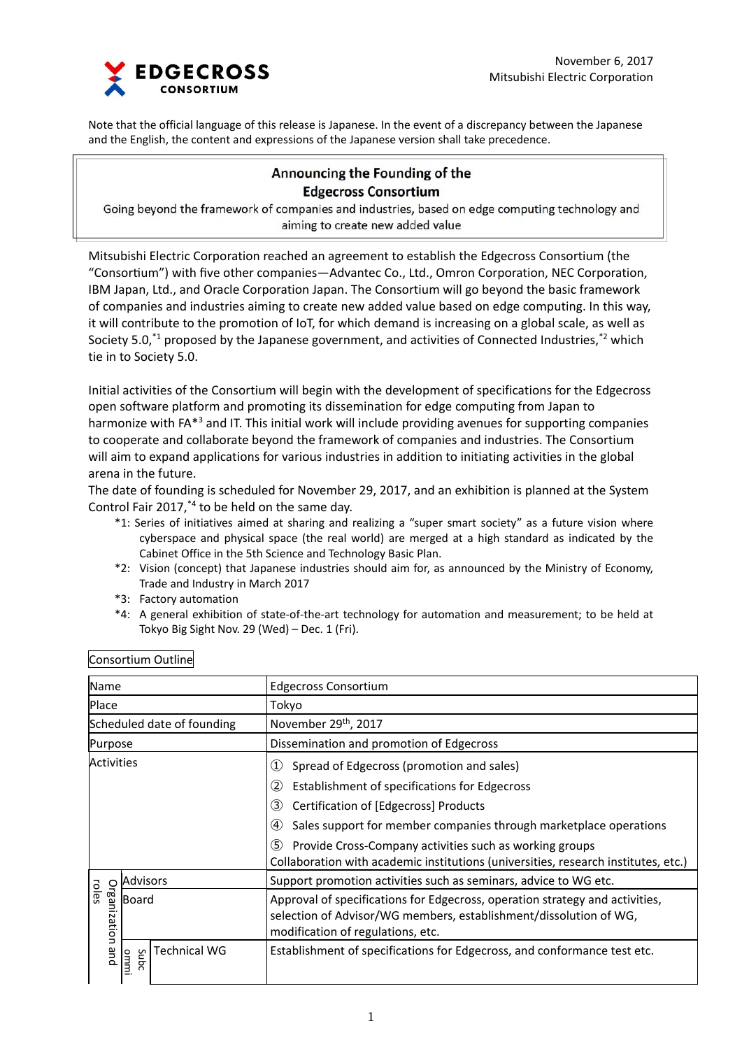EDGECROSS CONSORTIUM

November 6, 2017
Mitsubishi Electric Corporation

Note that the official language of this release is Japanese. In the event of a discrepancy between the Japanese and the English, the content and expressions of the Japanese version shall take precedence.

# Announcing the Founding of the Edgecross Consortium

Going beyond the framework of companies and industries, based on edge computing technology and aiming to create new added value

Mitsubishi Electric Corporation reached an agreement to establish the Edgecross Consortium (the "Consortium") with five other companies—Advantec Co., Ltd., Omron Corporation, NEC Corporation, IBM Japan, Ltd., and Oracle Corporation Japan. The Consortium will go beyond the basic framework of companies and industries aiming to create new added value based on edge computing. In this way, it will contribute to the promotion of IoT, for which demand is increasing on a global scale, as well as Society 5.0,[*1] proposed by the Japanese government, and activities of Connected Industries,[*2] which tie in to Society 5.0.

Initial activities of the Consortium will begin with the development of specifications for the Edgecross open software platform and promoting its dissemination for edge computing from Japan to harmonize with FA*[3] and IT. This initial work will include providing avenues for supporting companies to cooperate and collaborate beyond the framework of companies and industries. The Consortium will aim to expand applications for various industries in addition to initiating activities in the global arena in the future.
The date of founding is scheduled for November 29, 2017, and an exhibition is planned at the System Control Fair 2017,[*4] to be held on the same day.

- *1: Series of initiatives aimed at sharing and realizing a "super smart society" as a future vision where cyberspace and physical space (the real world) are merged at a high standard as indicated by the Cabinet Office in the 5th Science and Technology Basic Plan.
- *2: Vision (concept) that Japanese industries should aim for, as announced by the Ministry of Economy, Trade and Industry in March 2017
- *3: Factory automation
- *4: A general exhibition of state-of-the-art technology for automation and measurement; to be held at Tokyo Big Sight Nov. 29 (Wed) – Dec. 1 (Fri).

Consortium Outline

| Name | | | Edgecross Consortium |
|---|---|---|---|
| Place | | | Tokyo |
| Scheduled date of founding | | | November 29th, 2017 |
| Purpose | | | Dissemination and promotion of Edgecross |
| Activities | | | ① Spread of Edgecross (promotion and sales)<br>② Establishment of specifications for Edgecross<br>③ Certification of [Edgecross] Products<br>④ Sales support for member companies through marketplace operations<br>⑤ Provide Cross-Company activities such as working groups<br>Collaboration with academic institutions (universities, research institutes, etc.) |
| Organization and roles | Advisors | | Support promotion activities such as seminars, advice to WG etc. |
| | Board | | Approval of specifications for Edgecross, operation strategy and activities, selection of Advisor/WG members, establishment/dissolution of WG, modification of regulations, etc. |
| | Subcommi | Technical WG | Establishment of specifications for Edgecross, and conformance test etc. |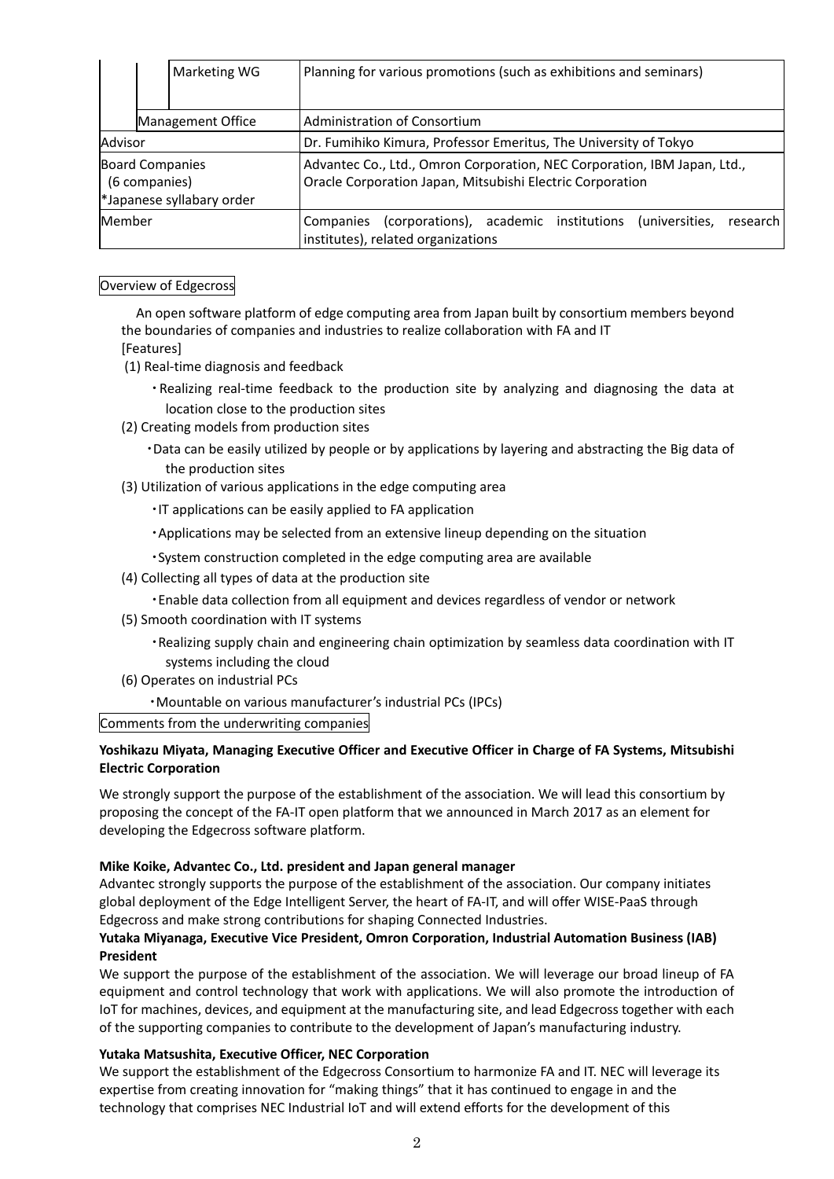| | | |
|---|---|---|
| | Marketing WG | Planning for various promotions (such as exhibitions and seminars) |
| | Management Office | Administration of Consortium |
| Advisor | | Dr. Fumihiko Kimura, Professor Emeritus, The University of Tokyo |
| Board Companies (6 companies) *Japanese syllabary order | | Advantec Co., Ltd., Omron Corporation, NEC Corporation, IBM Japan, Ltd., Oracle Corporation Japan, Mitsubishi Electric Corporation |
| Member | | Companies (corporations), academic institutions (universities, research institutes), related organizations |

Overview of Edgecross

An open software platform of edge computing area from Japan built by consortium members beyond the boundaries of companies and industries to realize collaboration with FA and IT

[Features]

(1) Real-time diagnosis and feedback

- Realizing real-time feedback to the production site by analyzing and diagnosing the data at location close to the production sites

(2) Creating models from production sites

- Data can be easily utilized by people or by applications by layering and abstracting the Big data of the production sites

(3) Utilization of various applications in the edge computing area

- IT applications can be easily applied to FA application
- Applications may be selected from an extensive lineup depending on the situation
- System construction completed in the edge computing area are available

(4) Collecting all types of data at the production site

- Enable data collection from all equipment and devices regardless of vendor or network

(5) Smooth coordination with IT systems

- Realizing supply chain and engineering chain optimization by seamless data coordination with IT systems including the cloud

(6) Operates on industrial PCs

- Mountable on various manufacturer's industrial PCs (IPCs)

Comments from the underwriting companies

**Yoshikazu Miyata, Managing Executive Officer and Executive Officer in Charge of FA Systems, Mitsubishi Electric Corporation**

We strongly support the purpose of the establishment of the association. We will lead this consortium by proposing the concept of the FA-IT open platform that we announced in March 2017 as an element for developing the Edgecross software platform.

**Mike Koike, Advantec Co., Ltd. president and Japan general manager**

Advantec strongly supports the purpose of the establishment of the association. Our company initiates global deployment of the Edge Intelligent Server, the heart of FA-IT, and will offer WISE-PaaS through Edgecross and make strong contributions for shaping Connected Industries.

**Yutaka Miyanaga, Executive Vice President, Omron Corporation, Industrial Automation Business (IAB) President**

We support the purpose of the establishment of the association. We will leverage our broad lineup of FA equipment and control technology that work with applications. We will also promote the introduction of IoT for machines, devices, and equipment at the manufacturing site, and lead Edgecross together with each of the supporting companies to contribute to the development of Japan's manufacturing industry.

**Yutaka Matsushita, Executive Officer, NEC Corporation**

We support the establishment of the Edgecross Consortium to harmonize FA and IT. NEC will leverage its expertise from creating innovation for "making things" that it has continued to engage in and the technology that comprises NEC Industrial IoT and will extend efforts for the development of this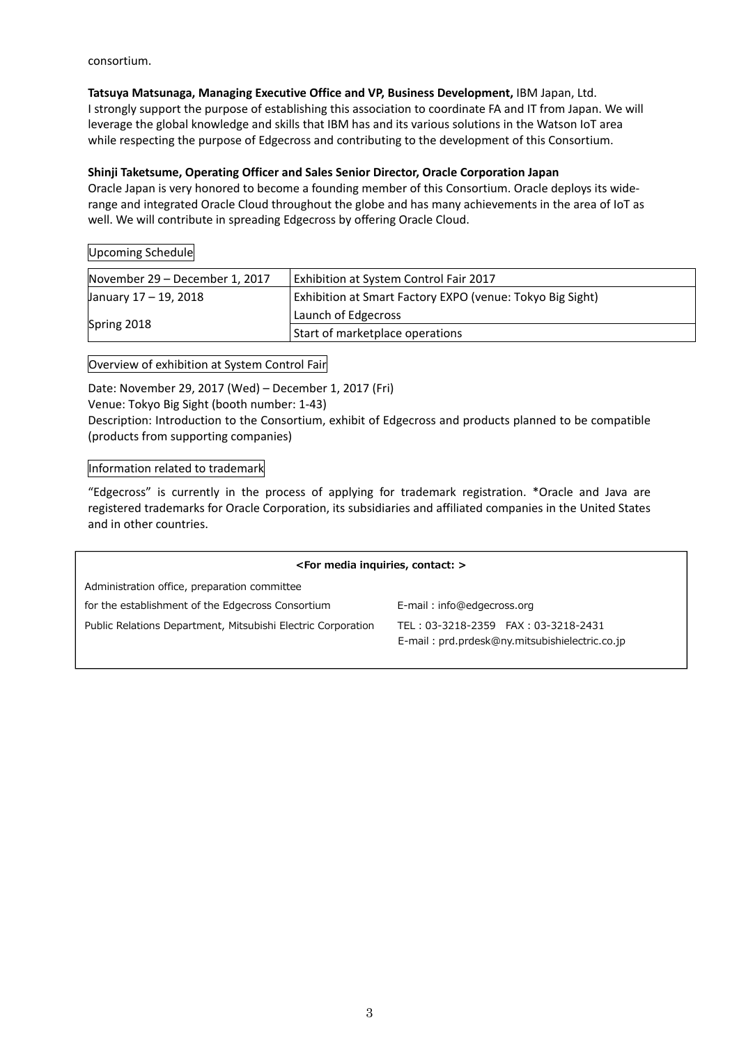consortium.

**Tatsuya Matsunaga, Managing Executive Office and VP, Business Development,** IBM Japan, Ltd.
I strongly support the purpose of establishing this association to coordinate FA and IT from Japan. We will leverage the global knowledge and skills that IBM has and its various solutions in the Watson IoT area while respecting the purpose of Edgecross and contributing to the development of this Consortium.

**Shinji Taketsume, Operating Officer and Sales Senior Director, Oracle Corporation Japan**
Oracle Japan is very honored to become a founding member of this Consortium. Oracle deploys its wide-range and integrated Oracle Cloud throughout the globe and has many achievements in the area of IoT as well. We will contribute in spreading Edgecross by offering Oracle Cloud.

Upcoming Schedule

| | |
|---|---|
| November 29 – December 1, 2017 | Exhibition at System Control Fair 2017 |
| January 17 – 19, 2018 | Exhibition at Smart Factory EXPO (venue: Tokyo Big Sight) |
| Spring 2018 | Launch of Edgecross |
| | Start of marketplace operations |

Overview of exhibition at System Control Fair

Date: November 29, 2017 (Wed) – December 1, 2017 (Fri)
Venue: Tokyo Big Sight (booth number: 1-43)
Description: Introduction to the Consortium, exhibit of Edgecross and products planned to be compatible (products from supporting companies)

Information related to trademark

"Edgecross" is currently in the process of applying for trademark registration. *Oracle and Java are registered trademarks for Oracle Corporation, its subsidiaries and affiliated companies in the United States and in other countries.

**<For media inquiries, contact: >**

Administration office, preparation committee
for the establishment of the Edgecross Consortium — E-mail : info@edgecross.org

Public Relations Department, Mitsubishi Electric Corporation — TEL : 03-3218-2359 FAX : 03-3218-2431
E-mail : prd.prdesk@ny.mitsubishielectric.co.jp